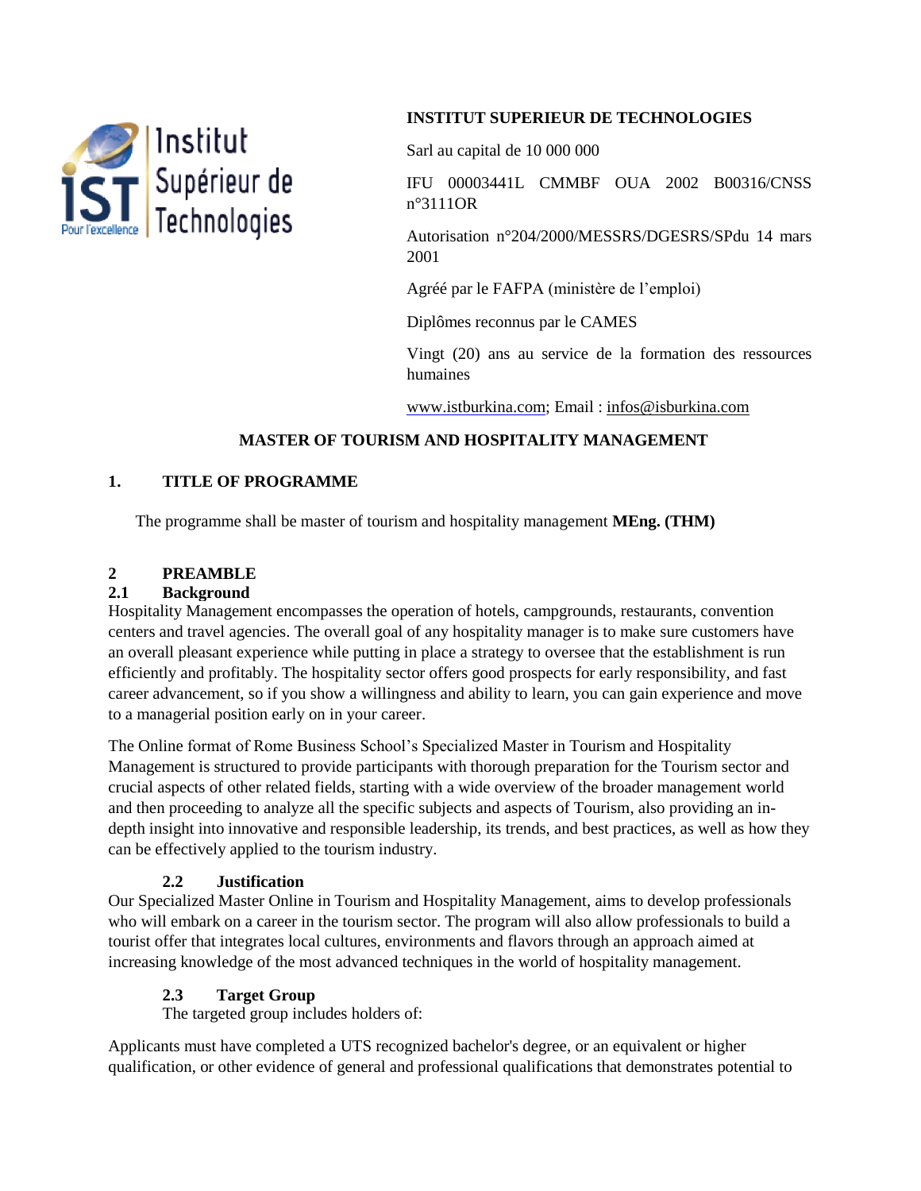Institut Supérieur de Technologies

IST Pour l'excellence

**INSTITUT SUPERIEUR DE TECHNOLOGIES**

Sarl au capital de 10 000 000

IFU 00003441L CMMBF OUA 2002 B00316/CNSS n°3111OR

Autorisation n°204/2000/MESSRS/DGESRS/SPdu 14 mars 2001

Agréé par le FAFPA (ministère de l'emploi)

Diplômes reconnus par le CAMES

Vingt (20) ans au service de la formation des ressources humaines

www.istburkina.com; Email : infos@isburkina.com

# MASTER OF TOURISM AND HOSPITALITY MANAGEMENT

## 1. TITLE OF PROGRAMME

The programme shall be master of tourism and hospitality management **MEng. (THM)**

## 2 PREAMBLE

### 2.1 Background

Hospitality Management encompasses the operation of hotels, campgrounds, restaurants, convention centers and travel agencies. The overall goal of any hospitality manager is to make sure customers have an overall pleasant experience while putting in place a strategy to oversee that the establishment is run efficiently and profitably. The hospitality sector offers good prospects for early responsibility, and fast career advancement, so if you show a willingness and ability to learn, you can gain experience and move to a managerial position early on in your career.

The Online format of Rome Business School's Specialized Master in Tourism and Hospitality Management is structured to provide participants with thorough preparation for the Tourism sector and crucial aspects of other related fields, starting with a wide overview of the broader management world and then proceeding to analyze all the specific subjects and aspects of Tourism, also providing an in-depth insight into innovative and responsible leadership, its trends, and best practices, as well as how they can be effectively applied to the tourism industry.

### 2.2 Justification

Our Specialized Master Online in Tourism and Hospitality Management, aims to develop professionals who will embark on a career in the tourism sector. The program will also allow professionals to build a tourist offer that integrates local cultures, environments and flavors through an approach aimed at increasing knowledge of the most advanced techniques in the world of hospitality management.

### 2.3 Target Group

The targeted group includes holders of:

Applicants must have completed a UTS recognized bachelor's degree, or an equivalent or higher qualification, or other evidence of general and professional qualifications that demonstrates potential to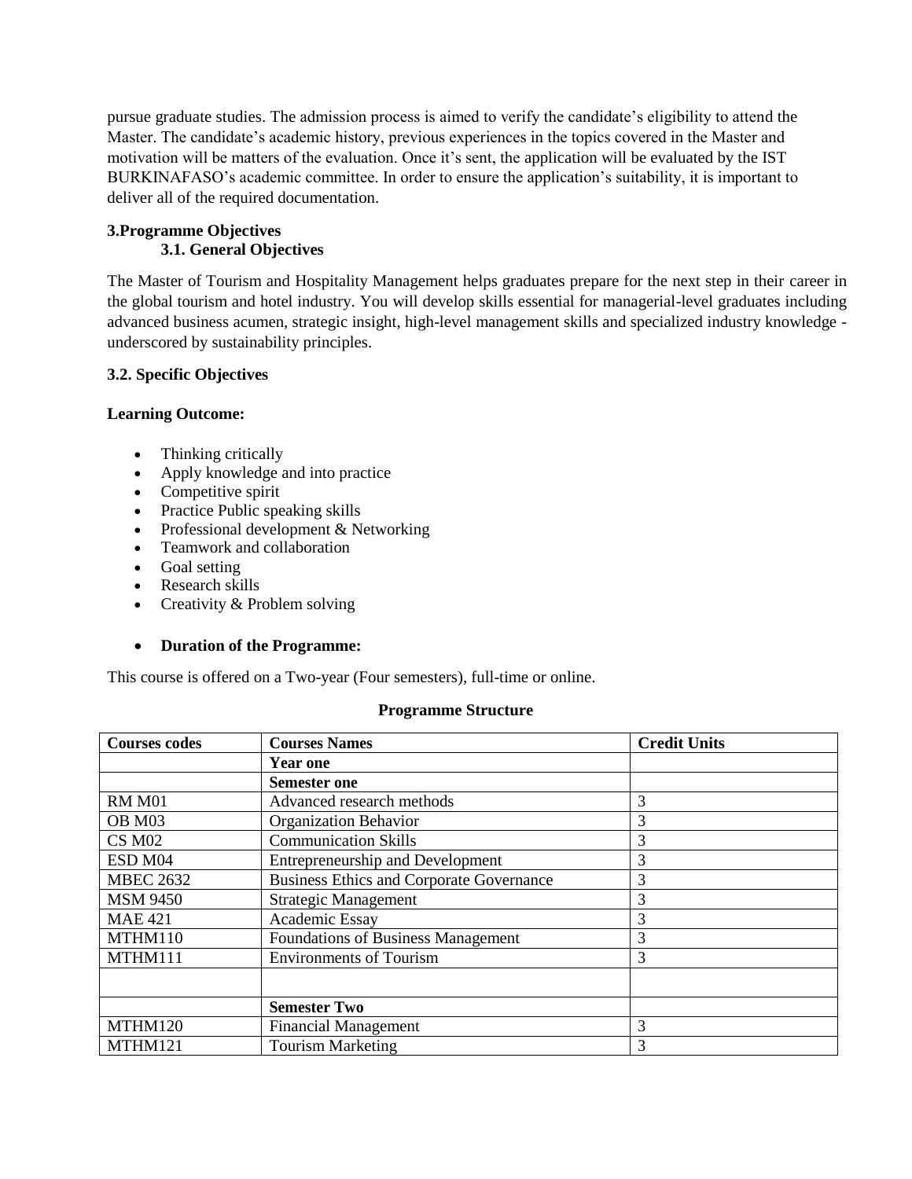pursue graduate studies. The admission process is aimed to verify the candidate's eligibility to attend the Master. The candidate's academic history, previous experiences in the topics covered in the Master and motivation will be matters of the evaluation. Once it's sent, the application will be evaluated by the IST BURKINAFASO's academic committee. In order to ensure the application's suitability, it is important to deliver all of the required documentation.

## 3.Programme Objectives

### 3.1. General Objectives

The Master of Tourism and Hospitality Management helps graduates prepare for the next step in their career in the global tourism and hotel industry. You will develop skills essential for managerial-level graduates including advanced business acumen, strategic insight, high-level management skills and specialized industry knowledge - underscored by sustainability principles.

### 3.2. Specific Objectives

**Learning Outcome:**

- Thinking critically
- Apply knowledge and into practice
- Competitive spirit
- Practice Public speaking skills
- Professional development & Networking
- Teamwork and collaboration
- Goal setting
- Research skills
- Creativity & Problem solving

- **Duration of the Programme:**

This course is offered on a Two-year (Four semesters), full-time or online.

**Programme Structure**

| Courses codes | Courses Names | Credit Units |
|---|---|---|
| | **Year one** | |
| | **Semester one** | |
| RM M01 | Advanced research methods | 3 |
| OB M03 | Organization Behavior | 3 |
| CS M02 | Communication Skills | 3 |
| ESD M04 | Entrepreneurship and Development | 3 |
| MBEC 2632 | Business Ethics and Corporate Governance | 3 |
| MSM 9450 | Strategic Management | 3 |
| MAE 421 | Academic Essay | 3 |
| MTHM110 | Foundations of Business Management | 3 |
| MTHM111 | Environments of Tourism | 3 |
| | | |
| | **Semester Two** | |
| MTHM120 | Financial Management | 3 |
| MTHM121 | Tourism Marketing | 3 |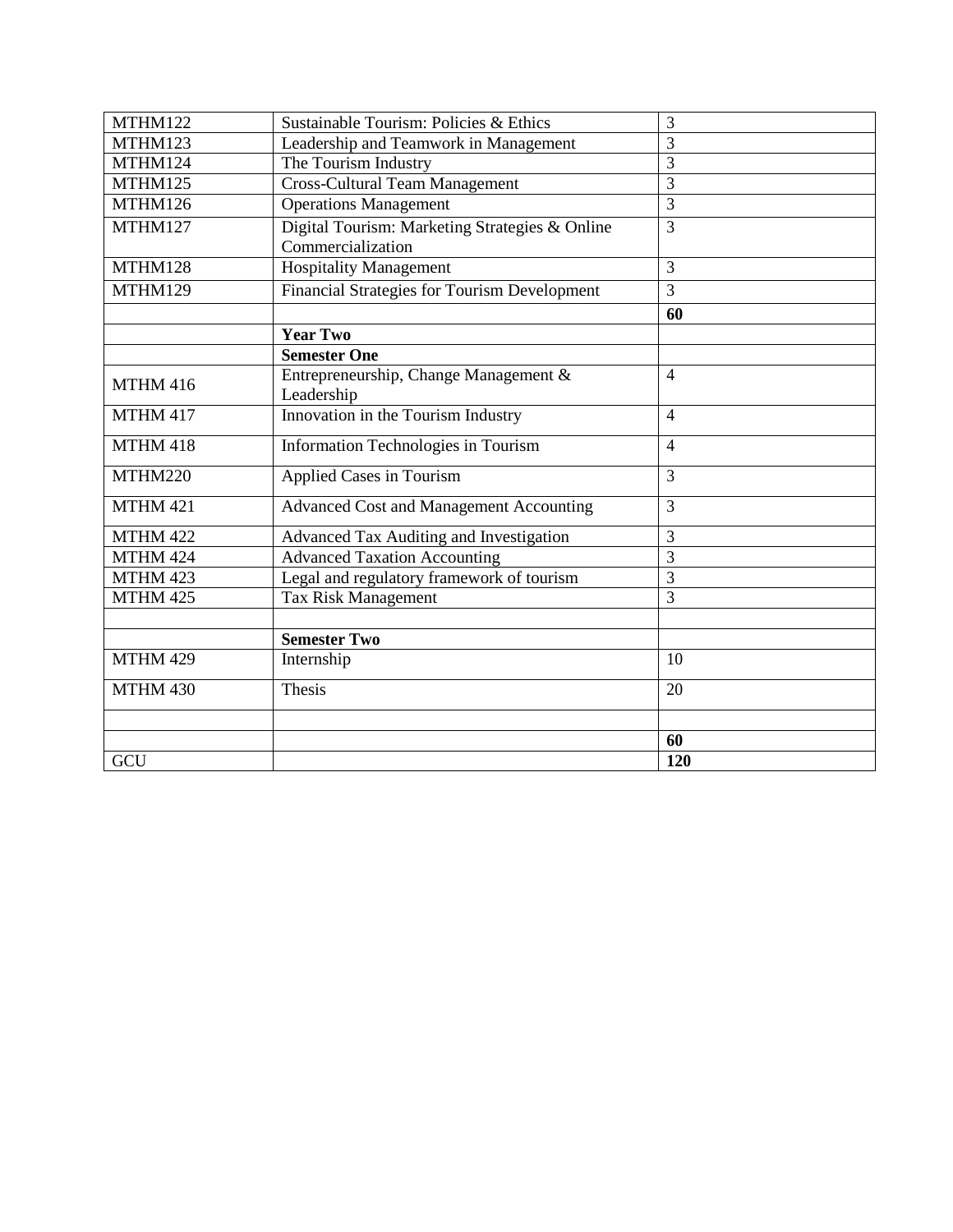| | | |
|---|---|---|
| MTHM122 | Sustainable Tourism: Policies & Ethics | 3 |
| MTHM123 | Leadership and Teamwork in Management | 3 |
| MTHM124 | The Tourism Industry | 3 |
| MTHM125 | Cross-Cultural Team Management | 3 |
| MTHM126 | Operations Management | 3 |
| MTHM127 | Digital Tourism: Marketing Strategies & Online Commercialization | 3 |
| MTHM128 | Hospitality Management | 3 |
| MTHM129 | Financial Strategies for Tourism Development | 3 |
| | | **60** |
| | **Year Two** | |
| | **Semester One** | |
| MTHM 416 | Entrepreneurship, Change Management & Leadership | 4 |
| MTHM 417 | Innovation in the Tourism Industry | 4 |
| MTHM 418 | Information Technologies in Tourism | 4 |
| MTHM220 | Applied Cases in Tourism | 3 |
| MTHM 421 | Advanced Cost and Management Accounting | 3 |
| MTHM 422 | Advanced Tax Auditing and Investigation | 3 |
| MTHM 424 | Advanced Taxation Accounting | 3 |
| MTHM 423 | Legal and regulatory framework of tourism | 3 |
| MTHM 425 | Tax Risk Management | 3 |
| | | |
| | **Semester Two** | |
| MTHM 429 | Internship | 10 |
| MTHM 430 | Thesis | 20 |
| | | |
| | | **60** |
| GCU | | **120** |